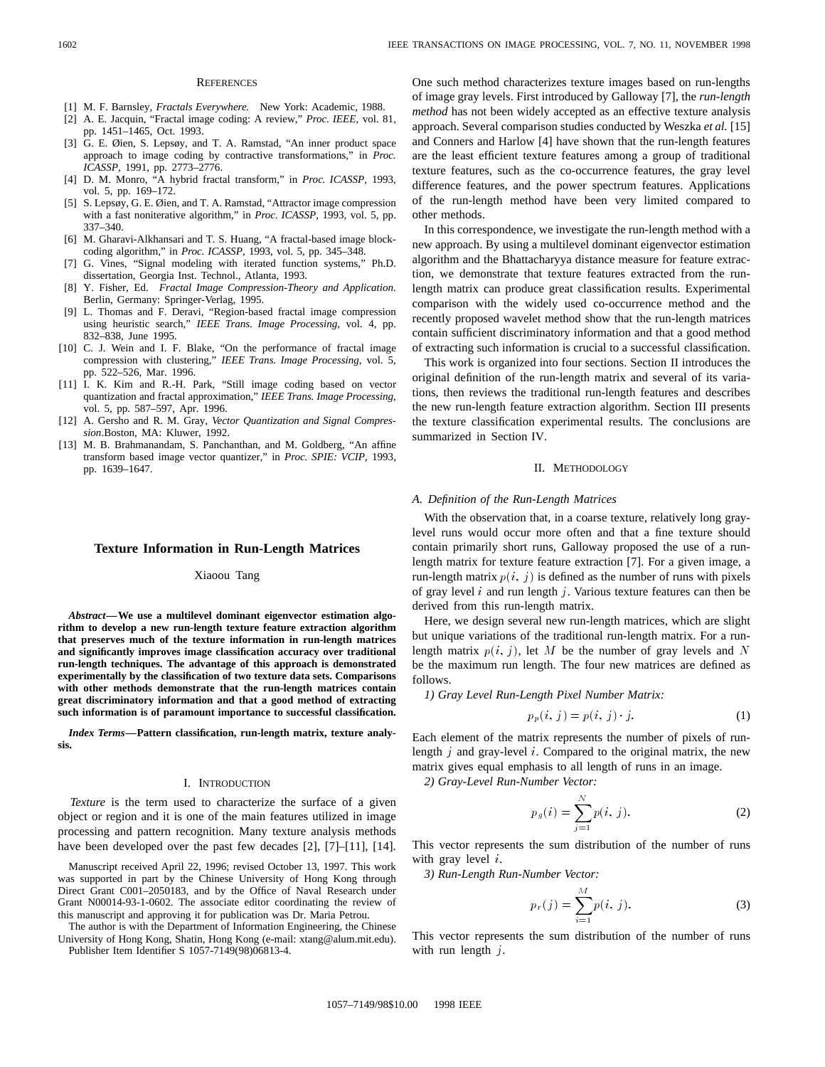## References

[1] M. F. Barnsley, *Fractals Everywhere.* New York: Academic, 1988.

[2] A. E. Jacquin, "Fractal image coding: A review," *Proc. IEEE*, vol. 81, pp. 1451–1465, Oct. 1993.

[3] G. E. Øien, S. Lepsøy, and T. A. Ramstad, "An inner product space approach to image coding by contractive transformations," in *Proc. ICASSP*, 1991, pp. 2773–2776.

[4] D. M. Monro, "A hybrid fractal transform," in *Proc. ICASSP*, 1993, vol. 5, pp. 169–172.

[5] S. Lepsøy, G. E. Øien, and T. A. Ramstad, "Attractor image compression with a fast noniterative algorithm," in *Proc. ICASSP*, 1993, vol. 5, pp. 337–340.

[6] M. Gharavi-Alkhansari and T. S. Huang, "A fractal-based image block-coding algorithm," in *Proc. ICASSP*, 1993, vol. 5, pp. 345–348.

[7] G. Vines, "Signal modeling with iterated function systems," Ph.D. dissertation, Georgia Inst. Technol., Atlanta, 1993.

[8] Y. Fisher, Ed. *Fractal Image Compression-Theory and Application*. Berlin, Germany: Springer-Verlag, 1995.

[9] L. Thomas and F. Deravi, "Region-based fractal image compression using heuristic search," *IEEE Trans. Image Processing*, vol. 4, pp. 832–838, June 1995.

[10] C. J. Wein and I. F. Blake, "On the performance of fractal image compression with clustering," *IEEE Trans. Image Processing*, vol. 5, pp. 522–526, Mar. 1996.

[11] I. K. Kim and R.-H. Park, "Still image coding based on vector quantization and fractal approximation," *IEEE Trans. Image Processing*, vol. 5, pp. 587–597, Apr. 1996.

[12] A. Gersho and R. M. Gray, *Vector Quantization and Signal Compression*.Boston, MA: Kluwer, 1992.

[13] M. B. Brahmanandam, S. Panchanthan, and M. Goldberg, "An affine transform based image vector quantizer," in *Proc. SPIE: VCIP*, 1993, pp. 1639–1647.

# Texture Information in Run-Length Matrices

Xiaoou Tang

***Abstract*—We use a multilevel dominant eigenvector estimation algorithm to develop a new run-length texture feature extraction algorithm that preserves much of the texture information in run-length matrices and significantly improves image classification accuracy over traditional run-length techniques. The advantage of this approach is demonstrated experimentally by the classification of two texture data sets. Comparisons with other methods demonstrate that the run-length matrices contain great discriminatory information and that a good method of extracting such information is of paramount importance to successful classification.**

***Index Terms*—Pattern classification, run-length matrix, texture analysis.**

## I. Introduction

*Texture* is the term used to characterize the surface of a given object or region and it is one of the main features utilized in image processing and pattern recognition. Many texture analysis methods have been developed over the past few decades [2], [7]–[11], [14].

Manuscript received April 22, 1996; revised October 13, 1997. This work was supported in part by the Chinese University of Hong Kong through Direct Grant C001–2050183, and by the Office of Naval Research under Grant N00014-93-1-0602. The associate editor coordinating the review of this manuscript and approving it for publication was Dr. Maria Petrou.

The author is with the Department of Information Engineering, the Chinese University of Hong Kong, Shatin, Hong Kong (e-mail: xtang@alum.mit.edu).

Publisher Item Identifier S 1057-7149(98)06813-4.

One such method characterizes texture images based on run-lengths of image gray levels. First introduced by Galloway [7], the *run-length method* has not been widely accepted as an effective texture analysis approach. Several comparison studies conducted by Weszka *et al.* [15] and Conners and Harlow [4] have shown that the run-length features are the least efficient texture features among a group of traditional texture features, such as the co-occurrence features, the gray level difference features, and the power spectrum features. Applications of the run-length method have been very limited compared to other methods.

In this correspondence, we investigate the run-length method with a new approach. By using a multilevel dominant eigenvector estimation algorithm and the Bhattacharyya distance measure for feature extraction, we demonstrate that texture features extracted from the run-length matrix can produce great classification results. Experimental comparison with the widely used co-occurrence method and the recently proposed wavelet method show that the run-length matrices contain sufficient discriminatory information and that a good method of extracting such information is crucial to a successful classification.

This work is organized into four sections. Section II introduces the original definition of the run-length matrix and several of its variations, then reviews the traditional run-length features and describes the new run-length feature extraction algorithm. Section III presents the texture classification experimental results. The conclusions are summarized in Section IV.

## II. Methodology

### A. Definition of the Run-Length Matrices

With the observation that, in a coarse texture, relatively long gray-level runs would occur more often and that a fine texture should contain primarily short runs, Galloway proposed the use of a run-length matrix for texture feature extraction [7]. For a given image, a run-length matrix $p(i, j)$ is defined as the number of runs with pixels of gray level $i$ and run length $j$. Various texture features can then be derived from this run-length matrix.

Here, we design several new run-length matrices, which are slight but unique variations of the traditional run-length matrix. For a run-length matrix $p(i, j)$, let $M$ be the number of gray levels and $N$ be the maximum run length. The four new matrices are defined as follows.

*1) Gray Level Run-Length Pixel Number Matrix:*

$$p_p(i, j) = p(i, j) \cdot j. \tag{1}$$

Each element of the matrix represents the number of pixels of run-length $j$ and gray-level $i$. Compared to the original matrix, the new matrix gives equal emphasis to all length of runs in an image.

*2) Gray-Level Run-Number Vector:*

$$p_g(i) = \sum_{j=1}^{N} p(i, j). \tag{2}$$

This vector represents the sum distribution of the number of runs with gray level $i$.

*3) Run-Length Run-Number Vector:*

$$p_r(j) = \sum_{i=1}^{M} p(i, j). \tag{3}$$

This vector represents the sum distribution of the number of runs with run length $j$.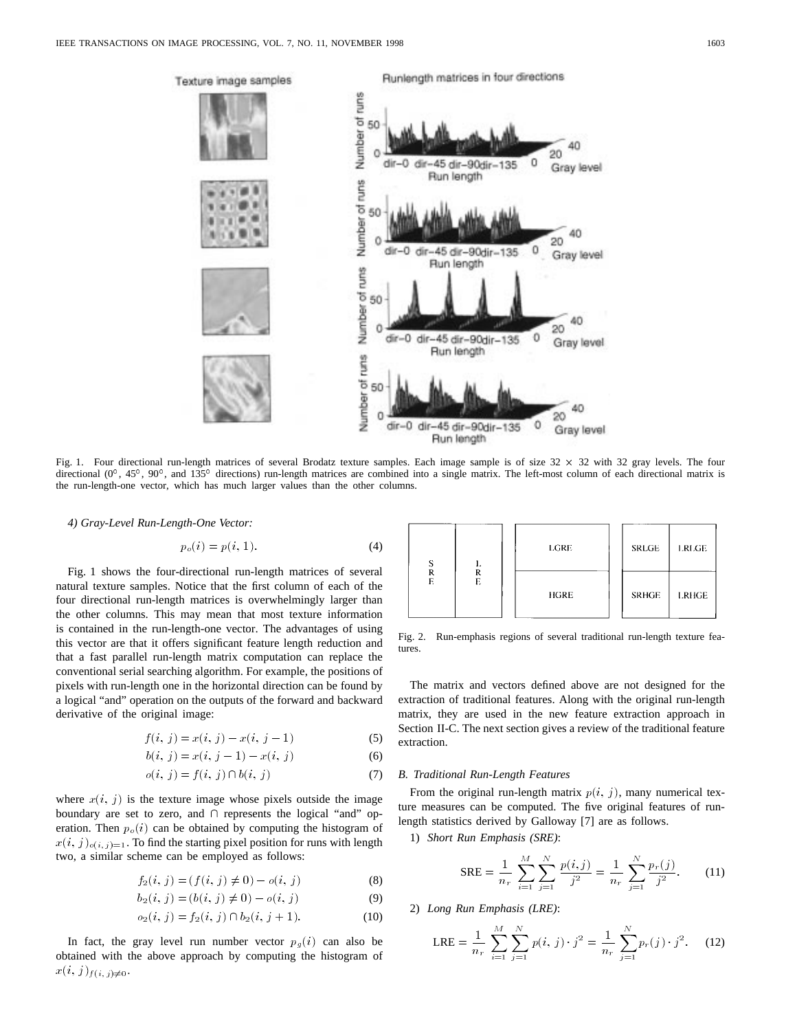Fig. 1. Four directional run-length matrices of several Brodatz texture samples. Each image sample is of size 32 × 32 with 32 gray levels. The four directional (0°, 45°, 90°, and 135° directions) run-length matrices are combined into a single matrix. The left-most column of each directional matrix is the run-length-one vector, which has much larger values than the other columns.

*4) Gray-Level Run-Length-One Vector:*

$$p_o(i) = p(i, 1). \tag{4}$$

Fig. 1 shows the four-directional run-length matrices of several natural texture samples. Notice that the first column of each of the four directional run-length matrices is overwhelmingly larger than the other columns. This may mean that most texture information is contained in the run-length-one vector. The advantages of using this vector are that it offers significant feature length reduction and that a fast parallel run-length matrix computation can replace the conventional serial searching algorithm. For example, the positions of pixels with run-length one in the horizontal direction can be found by a logical "and" operation on the outputs of the forward and backward derivative of the original image:

$$f(i, j) = x(i, j) - x(i, j-1) \tag{5}$$

$$b(i, j) = x(i, j-1) - x(i, j) \tag{6}$$

$$o(i, j) = f(i, j) \cap b(i, j) \tag{7}$$

where $x(i, j)$ is the texture image whose pixels outside the image boundary are set to zero, and $\cap$ represents the logical "and" operation. Then $p_o(i)$ can be obtained by computing the histogram of $x(i, j)_{o(i, j)=1}$. To find the starting pixel position for runs with length two, a similar scheme can be employed as follows:

$$f_2(i, j) = (f(i, j) \neq 0) - o(i, j) \tag{8}$$

$$b_2(i, j) = (b(i, j) \neq 0) - o(i, j) \tag{9}$$

$$o_2(i, j) = f_2(i, j) \cap b_2(i, j+1). \tag{10}$$

In fact, the gray level run number vector $p_g(i)$ can also be obtained with the above approach by computing the histogram of $x(i, j)_{f(i, j) \neq 0}$.

| S R E | L R E | | LGRE / HGRE | | SRLGE | LRLGE |
|---|---|---|---|---|---|---|
| | | | LGRE | | SRLGE | LRLGE |
| | | | HGRE | | SRHGE | LRHGE |

Fig. 2. Run-emphasis regions of several traditional run-length texture features.

The matrix and vectors defined above are not designed for the extraction of traditional features. Along with the original run-length matrix, they are used in the new feature extraction approach in Section II-C. The next section gives a review of the traditional feature extraction.

### B. Traditional Run-Length Features

From the original run-length matrix $p(i, j)$, many numerical texture measures can be computed. The five original features of run-length statistics derived by Galloway [7] are as follows.

1) *Short Run Emphasis (SRE)*:

$$\text{SRE} = \frac{1}{n_r} \sum_{i=1}^{M} \sum_{j=1}^{N} \frac{p(i, j)}{j^2} = \frac{1}{n_r} \sum_{j=1}^{N} \frac{p_r(j)}{j^2}. \tag{11}$$

2) *Long Run Emphasis (LRE)*:

$$\text{LRE} = \frac{1}{n_r} \sum_{i=1}^{M} \sum_{j=1}^{N} p(i, j) \cdot j^2 = \frac{1}{n_r} \sum_{j=1}^{N} p_r(j) \cdot j^2. \tag{12}$$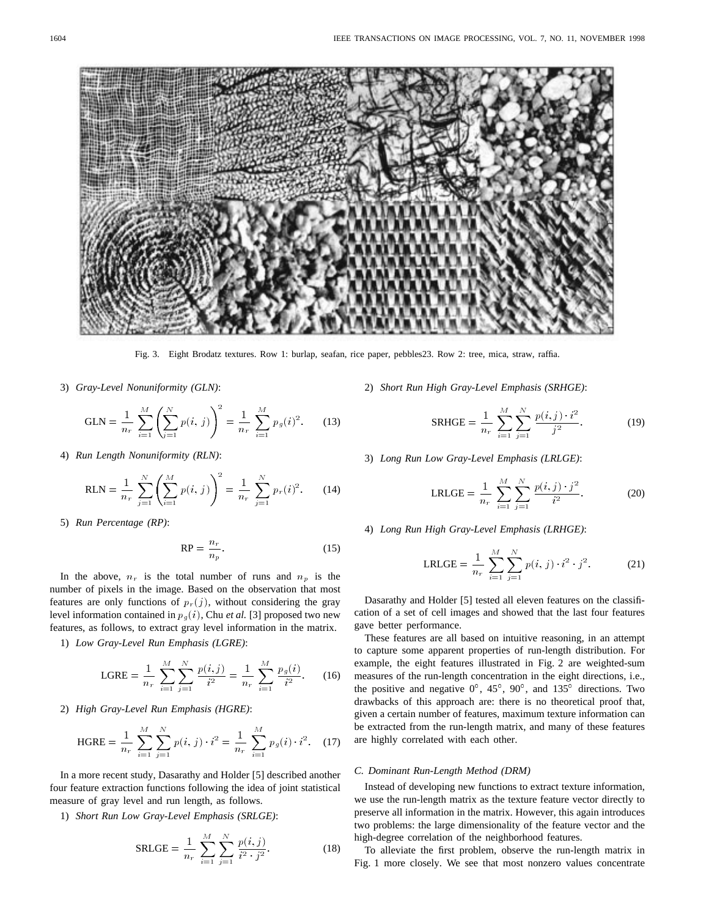Fig. 3. Eight Brodatz textures. Row 1: burlap, seafan, rice paper, pebbles23. Row 2: tree, mica, straw, raffia.

3) *Gray-Level Nonuniformity (GLN)*:

$$\text{GLN} = \frac{1}{n_r} \sum_{i=1}^{M} \left( \sum_{j=1}^{N} p(i, j) \right)^2 = \frac{1}{n_r} \sum_{i=1}^{M} p_g(i)^2. \tag{13}$$

4) *Run Length Nonuniformity (RLN)*:

$$\text{RLN} = \frac{1}{n_r} \sum_{j=1}^{N} \left( \sum_{i=1}^{M} p(i, j) \right)^2 = \frac{1}{n_r} \sum_{j=1}^{N} p_r(i)^2. \tag{14}$$

5) *Run Percentage (RP)*:

$$\text{RP} = \frac{n_r}{n_p}. \tag{15}$$

In the above, $n_r$ is the total number of runs and $n_p$ is the number of pixels in the image. Based on the observation that most features are only functions of $p_r(j)$, without considering the gray level information contained in $p_g(i)$, Chu *et al.* [3] proposed two new features, as follows, to extract gray level information in the matrix.

1) *Low Gray-Level Run Emphasis (LGRE)*:

$$\text{LGRE} = \frac{1}{n_r} \sum_{i=1}^{M} \sum_{j=1}^{N} \frac{p(i,j)}{i^2} = \frac{1}{n_r} \sum_{i=1}^{M} \frac{p_g(i)}{i^2}. \tag{16}$$

2) *High Gray-Level Run Emphasis (HGRE)*:

$$\text{HGRE} = \frac{1}{n_r} \sum_{i=1}^{M} \sum_{j=1}^{N} p(i, j) \cdot i^2 = \frac{1}{n_r} \sum_{i=1}^{M} p_g(i) \cdot i^2. \tag{17}$$

In a more recent study, Dasarathy and Holder [5] described another four feature extraction functions following the idea of joint statistical measure of gray level and run length, as follows.

1) *Short Run Low Gray-Level Emphasis (SRLGE)*:

$$\text{SRLGE} = \frac{1}{n_r} \sum_{i=1}^{M} \sum_{j=1}^{N} \frac{p(i,j)}{i^2 \cdot j^2}. \tag{18}$$

2) *Short Run High Gray-Level Emphasis (SRHGE)*:

$$\text{SRHGE} = \frac{1}{n_r} \sum_{i=1}^{M} \sum_{j=1}^{N} \frac{p(i,j) \cdot i^2}{j^2}. \tag{19}$$

3) *Long Run Low Gray-Level Emphasis (LRLGE)*:

$$\text{LRLGE} = \frac{1}{n_r} \sum_{i=1}^{M} \sum_{j=1}^{N} \frac{p(i,j) \cdot j^2}{i^2}. \tag{20}$$

4) *Long Run High Gray-Level Emphasis (LRHGE)*:

$$\text{LRLGE} = \frac{1}{n_r} \sum_{i=1}^{M} \sum_{j=1}^{N} p(i, j) \cdot i^2 \cdot j^2. \tag{21}$$

Dasarathy and Holder [5] tested all eleven features on the classification of a set of cell images and showed that the last four features gave better performance.

These features are all based on intuitive reasoning, in an attempt to capture some apparent properties of run-length distribution. For example, the eight features illustrated in Fig. 2 are weighted-sum measures of the run-length concentration in the eight directions, i.e., the positive and negative $0^\circ$, $45^\circ$, $90^\circ$, and $135^\circ$ directions. Two drawbacks of this approach are: there is no theoretical proof that, given a certain number of features, maximum texture information can be extracted from the run-length matrix, and many of these features are highly correlated with each other.

### C. Dominant Run-Length Method (DRM)

Instead of developing new functions to extract texture information, we use the run-length matrix as the texture feature vector directly to preserve all information in the matrix. However, this again introduces two problems: the large dimensionality of the feature vector and the high-degree correlation of the neighborhood features.

To alleviate the first problem, observe the run-length matrix in Fig. 1 more closely. We see that most nonzero values concentrate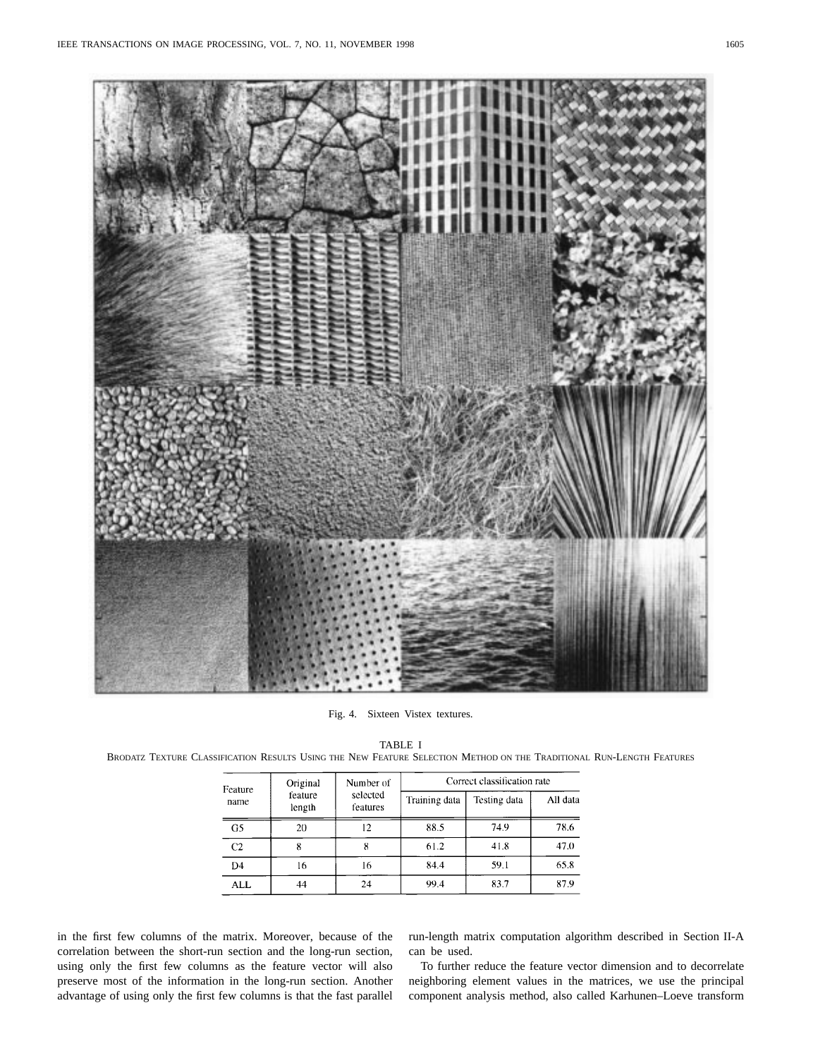Fig. 4. Sixteen Vistex textures.

TABLE I
BRODATZ TEXTURE CLASSIFICATION RESULTS USING THE NEW FEATURE SELECTION METHOD ON THE TRADITIONAL RUN-LENGTH FEATURES

| Feature name | Original feature length | Number of selected features | Correct classification rate | | |
|---|---|---|---|---|---|
| | | | Training data | Testing data | All data |
| G5 | 20 | 12 | 88.5 | 74.9 | 78.6 |
| C2 | 8 | 8 | 61.2 | 41.8 | 47.0 |
| D4 | 16 | 16 | 84.4 | 59.1 | 65.8 |
| ALL | 44 | 24 | 99.4 | 83.7 | 87.9 |

in the first few columns of the matrix. Moreover, because of the correlation between the short-run section and the long-run section, using only the first few columns as the feature vector will also preserve most of the information in the long-run section. Another advantage of using only the first few columns is that the fast parallel run-length matrix computation algorithm described in Section II-A can be used.

To further reduce the feature vector dimension and to decorrelate neighboring element values in the matrices, we use the principal component analysis method, also called Karhunen–Loeve transform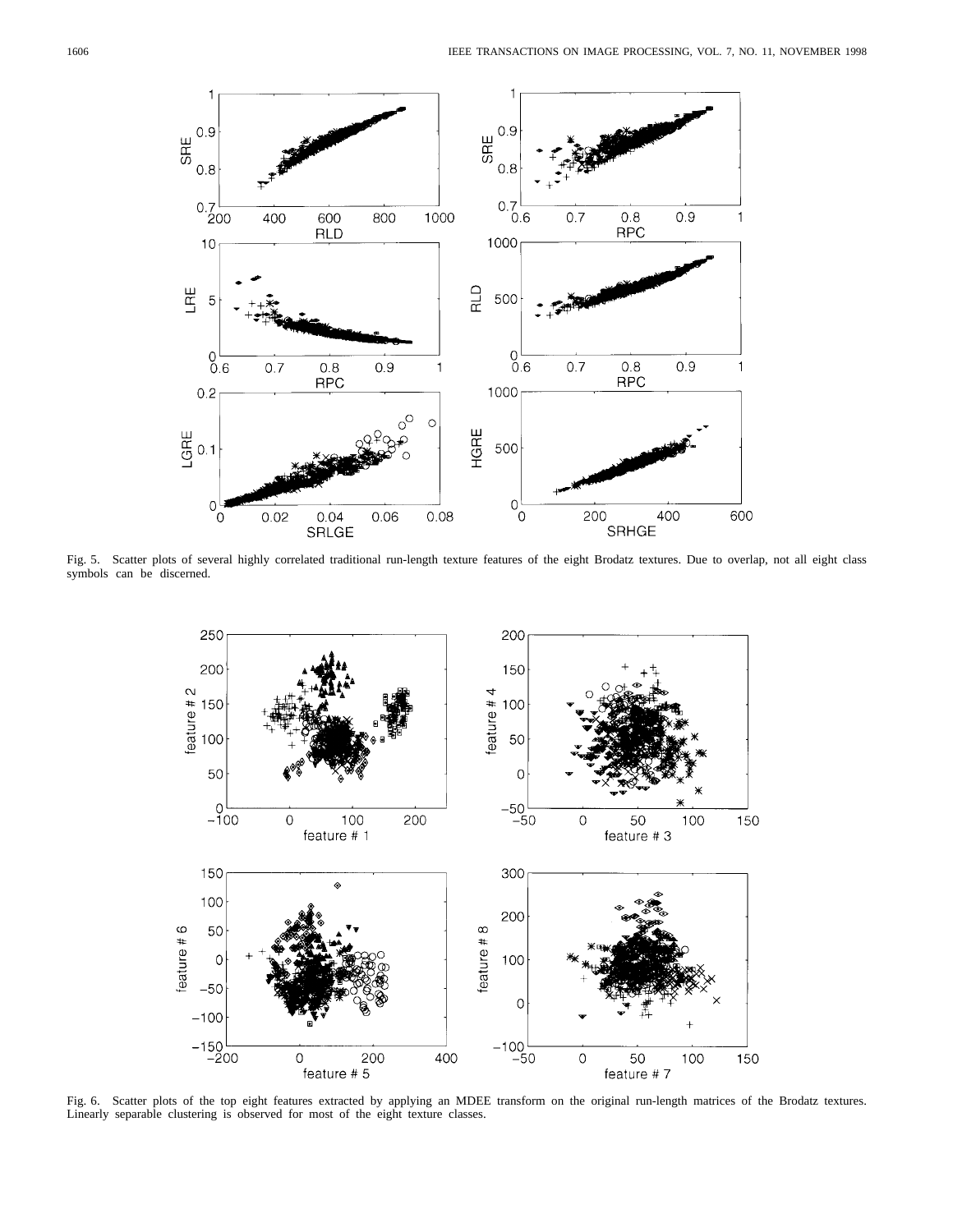Fig. 5. Scatter plots of several highly correlated traditional run-length texture features of the eight Brodatz textures. Due to overlap, not all eight class symbols can be discerned.

Fig. 6. Scatter plots of the top eight features extracted by applying an MDEE transform on the original run-length matrices of the Brodatz textures. Linearly separable clustering is observed for most of the eight texture classes.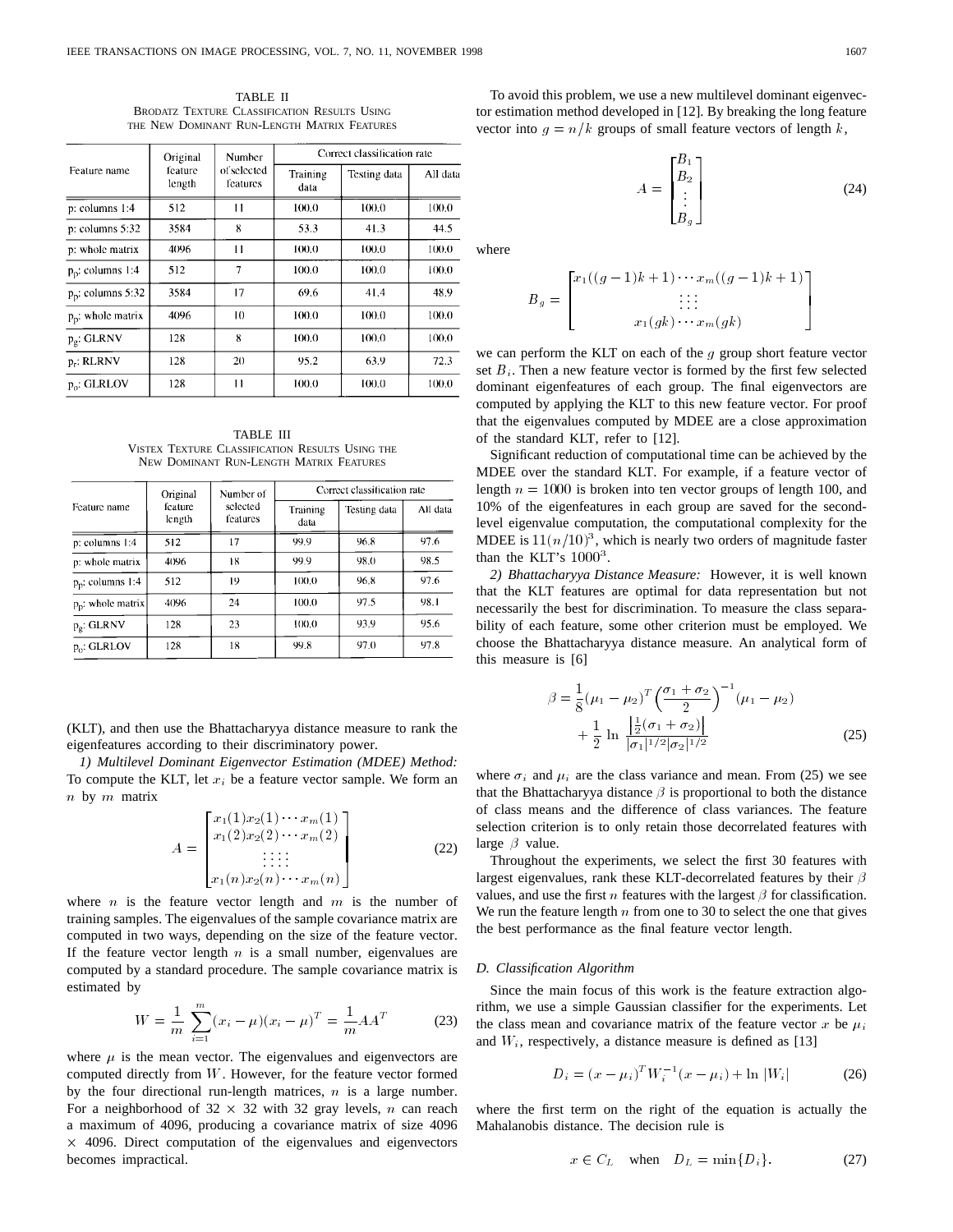TABLE II
BRODATZ TEXTURE CLASSIFICATION RESULTS USING THE NEW DOMINANT RUN-LENGTH MATRIX FEATURES

| Feature name | Original feature length | Number of selected features | Correct classification rate | | |
|---|---|---|---|---|---|
| | | | Training data | Testing data | All data |
| p: columns 1:4 | 512 | 11 | 100.0 | 100.0 | 100.0 |
| p: columns 5:32 | 3584 | 8 | 53.3 | 41.3 | 44.5 |
| p: whole matrix | 4096 | 11 | 100.0 | 100.0 | 100.0 |
| $p_p$: columns 1:4 | 512 | 7 | 100.0 | 100.0 | 100.0 |
| $p_p$: columns 5:32 | 3584 | 17 | 69.6 | 41.4 | 48.9 |
| $p_p$: whole matrix | 4096 | 10 | 100.0 | 100.0 | 100.0 |
| $p_g$: GLRNV | 128 | 8 | 100.0 | 100.0 | 100.0 |
| $p_r$: RLRNV | 128 | 20 | 95.2 | 63.9 | 72.3 |
| $p_o$: GLRLOV | 128 | 11 | 100.0 | 100.0 | 100.0 |

TABLE III
VISTEX TEXTURE CLASSIFICATION RESULTS USING THE NEW DOMINANT RUN-LENGTH MATRIX FEATURES

| Feature name | Original feature length | Number of selected features | Correct classification rate | | |
|---|---|---|---|---|---|
| | | | Training data | Testing data | All data |
| p: columns 1:4 | 512 | 17 | 99.9 | 96.8 | 97.6 |
| p: whole matrix | 4096 | 18 | 99.9 | 98.0 | 98.5 |
| $p_p$: columns 1:4 | 512 | 19 | 100.0 | 96.8 | 97.6 |
| $p_p$: whole matrix | 4096 | 24 | 100.0 | 97.5 | 98.1 |
| $p_g$: GLRNV | 128 | 23 | 100.0 | 93.9 | 95.6 |
| $p_o$: GLRLOV | 128 | 18 | 99.8 | 97.0 | 97.8 |

(KLT), and then use the Bhattacharyya distance measure to rank the eigenfeatures according to their discriminatory power.

*1) Multilevel Dominant Eigenvector Estimation (MDEE) Method:* To compute the KLT, let $x_i$ be a feature vector sample. We form an $n$ by $m$ matrix

$$A = \begin{bmatrix} x_1(1)x_2(1)\cdots x_m(1) \\ x_1(2)x_2(2)\cdots x_m(2) \\ \vdots \\ x_1(n)x_2(n)\cdots x_m(n) \end{bmatrix} \tag{22}$$

where $n$ is the feature vector length and $m$ is the number of training samples. The eigenvalues of the sample covariance matrix are computed in two ways, depending on the size of the feature vector. If the feature vector length $n$ is a small number, eigenvalues are computed by a standard procedure. The sample covariance matrix is estimated by

$$W = \frac{1}{m}\sum_{i=1}^{m}(x_i-\mu)(x_i-\mu)^T = \frac{1}{m}AA^T \tag{23}$$

where $\mu$ is the mean vector. The eigenvalues and eigenvectors are computed directly from $W$. However, for the feature vector formed by the four directional run-length matrices, $n$ is a large number. For a neighborhood of 32 × 32 with 32 gray levels, $n$ can reach a maximum of 4096, producing a covariance matrix of size 4096 × 4096. Direct computation of the eigenvalues and eigenvectors becomes impractical.

To avoid this problem, we use a new multilevel dominant eigenvector estimation method developed in [12]. By breaking the long feature vector into $g = n/k$ groups of small feature vectors of length $k$,

$$A = \begin{bmatrix} B_1 \\ B_2 \\ \vdots \\ B_g \end{bmatrix} \tag{24}$$

where

$$B_g = \begin{bmatrix} x_1((g-1)k+1)\cdots x_m((g-1)k+1) \\ \vdots \\ x_1(gk)\cdots x_m(gk) \end{bmatrix}$$

we can perform the KLT on each of the $g$ group short feature vector set $B_i$. Then a new feature vector is formed by the first few selected dominant eigenfeatures of each group. The final eigenvectors are computed by applying the KLT to this new feature vector. For proof that the eigenvalues computed by MDEE are a close approximation of the standard KLT, refer to [12].

Significant reduction of computational time can be achieved by the MDEE over the standard KLT. For example, if a feature vector of length $n = 1000$ is broken into ten vector groups of length 100, and 10% of the eigenfeatures in each group are saved for the second-level eigenvalue computation, the computational complexity for the MDEE is $11(n/10)^3$, which is nearly two orders of magnitude faster than the KLT's $1000^3$.

*2) Bhattacharyya Distance Measure:* However, it is well known that the KLT features are optimal for data representation but not necessarily the best for discrimination. To measure the class separability of each feature, some other criterion must be employed. We choose the Bhattacharyya distance measure. An analytical form of this measure is [6]

$$\beta = \frac{1}{8}(\mu_1-\mu_2)^T\left(\frac{\sigma_1+\sigma_2}{2}\right)^{-1}(\mu_1-\mu_2) + \frac{1}{2}\ln\frac{\left|\frac{1}{2}(\sigma_1+\sigma_2)\right|}{|\sigma_1|^{1/2}|\sigma_2|^{1/2}} \tag{25}$$

where $\sigma_i$ and $\mu_i$ are the class variance and mean. From (25) we see that the Bhattacharyya distance $\beta$ is proportional to both the distance of class means and the difference of class variances. The feature selection criterion is to only retain those decorrelated features with large $\beta$ value.

Throughout the experiments, we select the first 30 features with largest eigenvalues, rank these KLT-decorrelated features by their $\beta$ values, and use the first $n$ features with the largest $\beta$ for classification. We run the feature length $n$ from one to 30 to select the one that gives the best performance as the final feature vector length.

### D. Classification Algorithm

Since the main focus of this work is the feature extraction algorithm, we use a simple Gaussian classifier for the experiments. Let the class mean and covariance matrix of the feature vector $x$ be $\mu_i$ and $W_i$, respectively, a distance measure is defined as [13]

$$D_i = (x-\mu_i)^T W_i^{-1}(x-\mu_i) + \ln|W_i| \tag{26}$$

where the first term on the right of the equation is actually the Mahalanobis distance. The decision rule is

$$x \in C_L \quad \text{when} \quad D_L = \min\{D_i\}. \tag{27}$$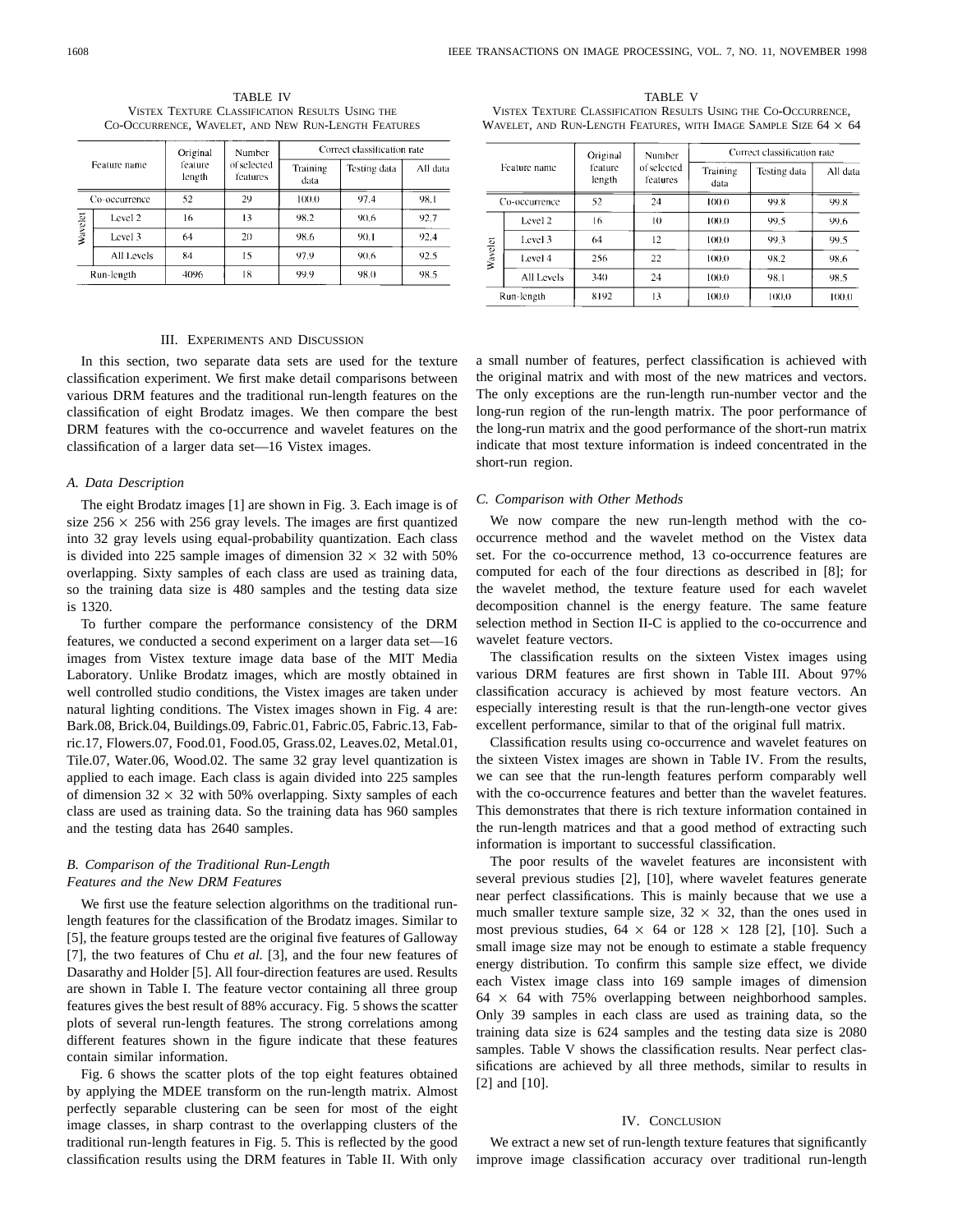TABLE IV
VISTEX TEXTURE CLASSIFICATION RESULTS USING THE CO-OCCURRENCE, WAVELET, AND NEW RUN-LENGTH FEATURES

| Feature name | | Original feature length | Number of selected features | Correct classification rate | | |
|---|---|---|---|---|---|---|
| | | | | Training data | Testing data | All data |
| Co-occurrence | | 52 | 29 | 100.0 | 97.4 | 98.1 |
| Wavelet | Level 2 | 16 | 13 | 98.2 | 90.6 | 92.7 |
| | Level 3 | 64 | 20 | 98.6 | 90.1 | 92.4 |
| | All Levels | 84 | 15 | 97.9 | 90.6 | 92.5 |
| Run-length | | 4096 | 18 | 99.9 | 98.0 | 98.5 |

TABLE V
VISTEX TEXTURE CLASSIFICATION RESULTS USING THE CO-OCCURRENCE, WAVELET, AND RUN-LENGTH FEATURES, WITH IMAGE SAMPLE SIZE $64 \times 64$

| Feature name | | Original feature length | Number of selected features | Correct classification rate | | |
|---|---|---|---|---|---|---|
| | | | | Training data | Testing data | All data |
| Co-occurrence | | 52 | 24 | 100.0 | 99.8 | 99.8 |
| Wavelet | Level 2 | 16 | 10 | 100.0 | 99.5 | 99.6 |
| | Level 3 | 64 | 12 | 100.0 | 99.3 | 99.5 |
| | Level 4 | 256 | 22 | 100.0 | 98.2 | 98.6 |
| | All Levels | 340 | 24 | 100.0 | 98.1 | 98.5 |
| Run-length | | 8192 | 13 | 100.0 | 100.0 | 100.0 |

## III. EXPERIMENTS AND DISCUSSION

In this section, two separate data sets are used for the texture classification experiment. We first make detail comparisons between various DRM features and the traditional run-length features on the classification of eight Brodatz images. We then compare the best DRM features with the co-occurrence and wavelet features on the classification of a larger data set—16 Vistex images.

### A. Data Description

The eight Brodatz images [1] are shown in Fig. 3. Each image is of size $256 \times 256$ with 256 gray levels. The images are first quantized into 32 gray levels using equal-probability quantization. Each class is divided into 225 sample images of dimension $32 \times 32$ with 50% overlapping. Sixty samples of each class are used as training data, so the training data size is 480 samples and the testing data size is 1320.

To further compare the performance consistency of the DRM features, we conducted a second experiment on a larger data set—16 images from Vistex texture image data base of the MIT Media Laboratory. Unlike Brodatz images, which are mostly obtained in well controlled studio conditions, the Vistex images are taken under natural lighting conditions. The Vistex images shown in Fig. 4 are: Bark.08, Brick.04, Buildings.09, Fabric.01, Fabric.05, Fabric.13, Fabric.17, Flowers.07, Food.01, Food.05, Grass.02, Leaves.02, Metal.01, Tile.07, Water.06, Wood.02. The same 32 gray level quantization is applied to each image. Each class is again divided into 225 samples of dimension $32 \times 32$ with 50% overlapping. Sixty samples of each class are used as training data. So the training data has 960 samples and the testing data has 2640 samples.

### B. Comparison of the Traditional Run-Length Features and the New DRM Features

We first use the feature selection algorithms on the traditional run-length features for the classification of the Brodatz images. Similar to [5], the feature groups tested are the original five features of Galloway [7], the two features of Chu *et al.* [3], and the four new features of Dasarathy and Holder [5]. All four-direction features are used. Results are shown in Table I. The feature vector containing all three group features gives the best result of 88% accuracy. Fig. 5 shows the scatter plots of several run-length features. The strong correlations among different features shown in the figure indicate that these features contain similar information.

Fig. 6 shows the scatter plots of the top eight features obtained by applying the MDEE transform on the run-length matrix. Almost perfectly separable clustering can be seen for most of the eight image classes, in sharp contrast to the overlapping clusters of the traditional run-length features in Fig. 5. This is reflected by the good classification results using the DRM features in Table II. With only a small number of features, perfect classification is achieved with the original matrix and with most of the new matrices and vectors. The only exceptions are the run-length run-number vector and the long-run region of the run-length matrix. The poor performance of the long-run matrix and the good performance of the short-run matrix indicate that most texture information is indeed concentrated in the short-run region.

### C. Comparison with Other Methods

We now compare the new run-length method with the co-occurrence method and the wavelet method on the Vistex data set. For the co-occurrence method, 13 co-occurrence features are computed for each of the four directions as described in [8]; for the wavelet method, the texture feature used for each wavelet decomposition channel is the energy feature. The same feature selection method in Section II-C is applied to the co-occurrence and wavelet feature vectors.

The classification results on the sixteen Vistex images using various DRM features are first shown in Table III. About 97% classification accuracy is achieved by most feature vectors. An especially interesting result is that the run-length-one vector gives excellent performance, similar to that of the original full matrix.

Classification results using co-occurrence and wavelet features on the sixteen Vistex images are shown in Table IV. From the results, we can see that the run-length features perform comparably well with the co-occurrence features and better than the wavelet features. This demonstrates that there is rich texture information contained in the run-length matrices and that a good method of extracting such information is important to successful classification.

The poor results of the wavelet features are inconsistent with several previous studies [2], [10], where wavelet features generate near perfect classifications. This is mainly because that we use a much smaller texture sample size, $32 \times 32$, than the ones used in most previous studies, $64 \times 64$ or $128 \times 128$ [2], [10]. Such a small image size may not be enough to estimate a stable frequency energy distribution. To confirm this sample size effect, we divide each Vistex image class into 169 sample images of dimension $64 \times 64$ with 75% overlapping between neighborhood samples. Only 39 samples in each class are used as training data, so the training data size is 624 samples and the testing data size is 2080 samples. Table V shows the classification results. Near perfect classifications are achieved by all three methods, similar to results in [2] and [10].

## IV. CONCLUSION

We extract a new set of run-length texture features that significantly improve image classification accuracy over traditional run-length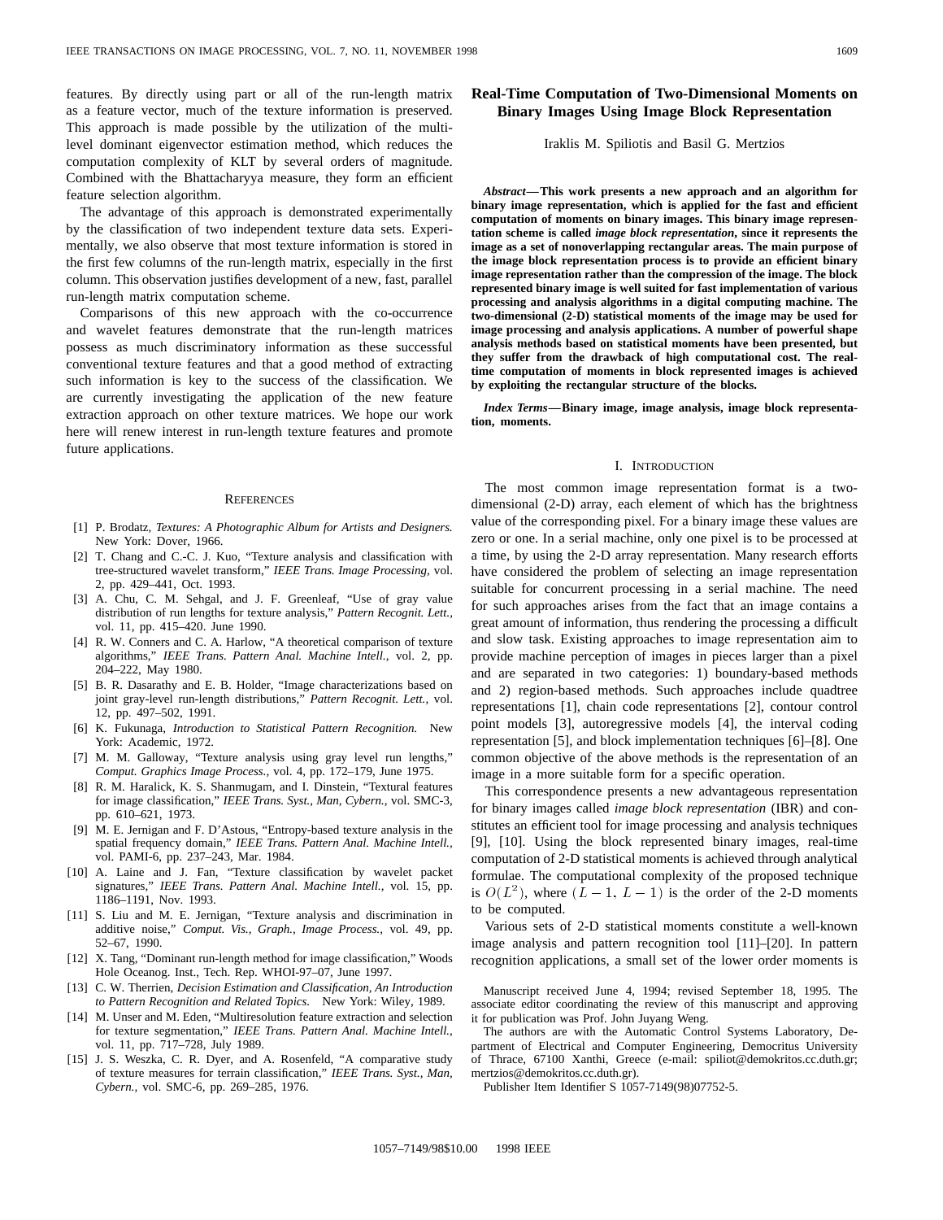features. By directly using part or all of the run-length matrix as a feature vector, much of the texture information is preserved. This approach is made possible by the utilization of the multi-level dominant eigenvector estimation method, which reduces the computation complexity of KLT by several orders of magnitude. Combined with the Bhattacharyya measure, they form an efficient feature selection algorithm.

The advantage of this approach is demonstrated experimentally by the classification of two independent texture data sets. Experimentally, we also observe that most texture information is stored in the first few columns of the run-length matrix, especially in the first column. This observation justifies development of a new, fast, parallel run-length matrix computation scheme.

Comparisons of this new approach with the co-occurrence and wavelet features demonstrate that the run-length matrices possess as much discriminatory information as these successful conventional texture features and that a good method of extracting such information is key to the success of the classification. We are currently investigating the application of the new feature extraction approach on other texture matrices. We hope our work here will renew interest in run-length texture features and promote future applications.

## References

[1] P. Brodatz, *Textures: A Photographic Album for Artists and Designers.* New York: Dover, 1966.

[2] T. Chang and C.-C. J. Kuo, "Texture analysis and classification with tree-structured wavelet transform," *IEEE Trans. Image Processing*, vol. 2, pp. 429–441, Oct. 1993.

[3] A. Chu, C. M. Sehgal, and J. F. Greenleaf, "Use of gray value distribution of run lengths for texture analysis," *Pattern Recognit. Lett.*, vol. 11, pp. 415–420. June 1990.

[4] R. W. Conners and C. A. Harlow, "A theoretical comparison of texture algorithms," *IEEE Trans. Pattern Anal. Machine Intell.*, vol. 2, pp. 204–222, May 1980.

[5] B. R. Dasarathy and E. B. Holder, "Image characterizations based on joint gray-level run-length distributions," *Pattern Recognit. Lett.*, vol. 12, pp. 497–502, 1991.

[6] K. Fukunaga, *Introduction to Statistical Pattern Recognition.* New York: Academic, 1972.

[7] M. M. Galloway, "Texture analysis using gray level run lengths," *Comput. Graphics Image Process.*, vol. 4, pp. 172–179, June 1975.

[8] R. M. Haralick, K. S. Shanmugam, and I. Dinstein, "Textural features for image classification," *IEEE Trans. Syst., Man, Cybern.*, vol. SMC-3, pp. 610–621, 1973.

[9] M. E. Jernigan and F. D'Astous, "Entropy-based texture analysis in the spatial frequency domain," *IEEE Trans. Pattern Anal. Machine Intell.*, vol. PAMI-6, pp. 237–243, Mar. 1984.

[10] A. Laine and J. Fan, "Texture classification by wavelet packet signatures," *IEEE Trans. Pattern Anal. Machine Intell.*, vol. 15, pp. 1186–1191, Nov. 1993.

[11] S. Liu and M. E. Jernigan, "Texture analysis and discrimination in additive noise," *Comput. Vis., Graph., Image Process.*, vol. 49, pp. 52–67, 1990.

[12] X. Tang, "Dominant run-length method for image classification," Woods Hole Oceanog. Inst., Tech. Rep. WHOI-97–07, June 1997.

[13] C. W. Therrien, *Decision Estimation and Classification, An Introduction to Pattern Recognition and Related Topics.* New York: Wiley, 1989.

[14] M. Unser and M. Eden, "Multiresolution feature extraction and selection for texture segmentation," *IEEE Trans. Pattern Anal. Machine Intell.*, vol. 11, pp. 717–728, July 1989.

[15] J. S. Weszka, C. R. Dyer, and A. Rosenfeld, "A comparative study of texture measures for terrain classification," *IEEE Trans. Syst., Man, Cybern.*, vol. SMC-6, pp. 269–285, 1976.

# Real-Time Computation of Two-Dimensional Moments on Binary Images Using Image Block Representation

Iraklis M. Spiliotis and Basil G. Mertzios

***Abstract*—This work presents a new approach and an algorithm for binary image representation, which is applied for the fast and efficient computation of moments on binary images. This binary image representation scheme is called *image block representation*, since it represents the image as a set of nonoverlapping rectangular areas. The main purpose of the image block representation process is to provide an efficient binary image representation rather than the compression of the image. The block represented binary image is well suited for fast implementation of various processing and analysis algorithms in a digital computing machine. The two-dimensional (2-D) statistical moments of the image may be used for image processing and analysis applications. A number of powerful shape analysis methods based on statistical moments have been presented, but they suffer from the drawback of high computational cost. The real-time computation of moments in block represented images is achieved by exploiting the rectangular structure of the blocks.**

***Index Terms*—Binary image, image analysis, image block representation, moments.**

## I. Introduction

The most common image representation format is a two-dimensional (2-D) array, each element of which has the brightness value of the corresponding pixel. For a binary image these values are zero or one. In a serial machine, only one pixel is to be processed at a time, by using the 2-D array representation. Many research efforts have considered the problem of selecting an image representation suitable for concurrent processing in a serial machine. The need for such approaches arises from the fact that an image contains a great amount of information, thus rendering the processing a difficult and slow task. Existing approaches to image representation aim to provide machine perception of images in pieces larger than a pixel and are separated in two categories: 1) boundary-based methods and 2) region-based methods. Such approaches include quadtree representations [1], chain code representations [2], contour control point models [3], autoregressive models [4], the interval coding representation [5], and block implementation techniques [6]–[8]. One common objective of the above methods is the representation of an image in a more suitable form for a specific operation.

This correspondence presents a new advantageous representation for binary images called *image block representation* (IBR) and constitutes an efficient tool for image processing and analysis techniques [9], [10]. Using the block represented binary images, real-time computation of 2-D statistical moments is achieved through analytical formulae. The computational complexity of the proposed technique is $O(L^2)$, where $(L-1,\ L-1)$ is the order of the 2-D moments to be computed.

Various sets of 2-D statistical moments constitute a well-known image analysis and pattern recognition tool [11]–[20]. In pattern recognition applications, a small set of the lower order moments is

Manuscript received June 4, 1994; revised September 18, 1995. The associate editor coordinating the review of this manuscript and approving it for publication was Prof. John Juyang Weng.

The authors are with the Automatic Control Systems Laboratory, Department of Electrical and Computer Engineering, Democritus University of Thrace, 67100 Xanthi, Greece (e-mail: spiliot@demokritos.cc.duth.gr; mertzios@demokritos.cc.duth.gr).

Publisher Item Identifier S 1057-7149(98)07752-5.